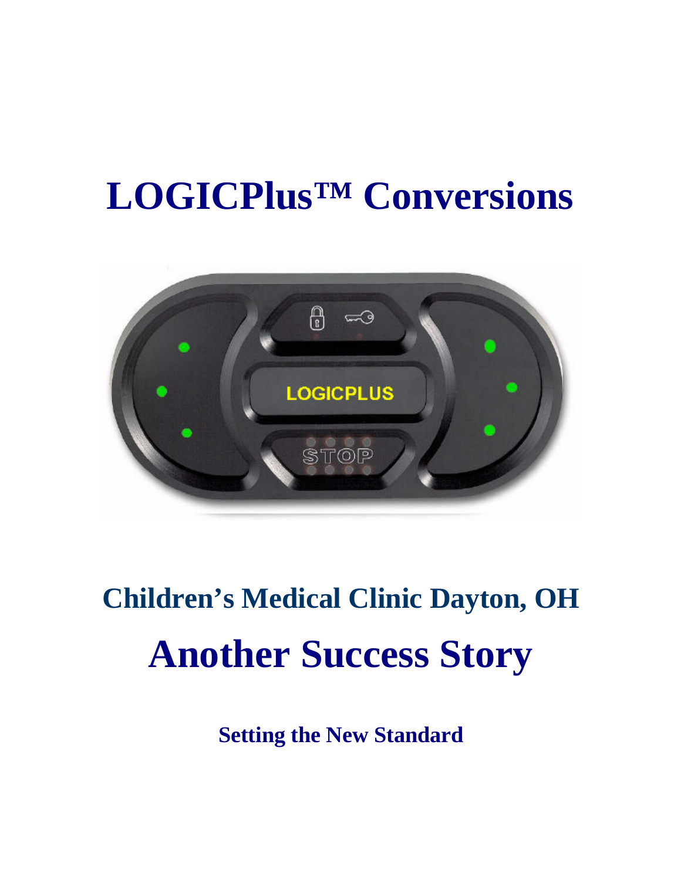# LOGICPlus™ Conversions

## Children's Medical Clinic Dayton, OH

# Another Success Story

**Setting the New Standard**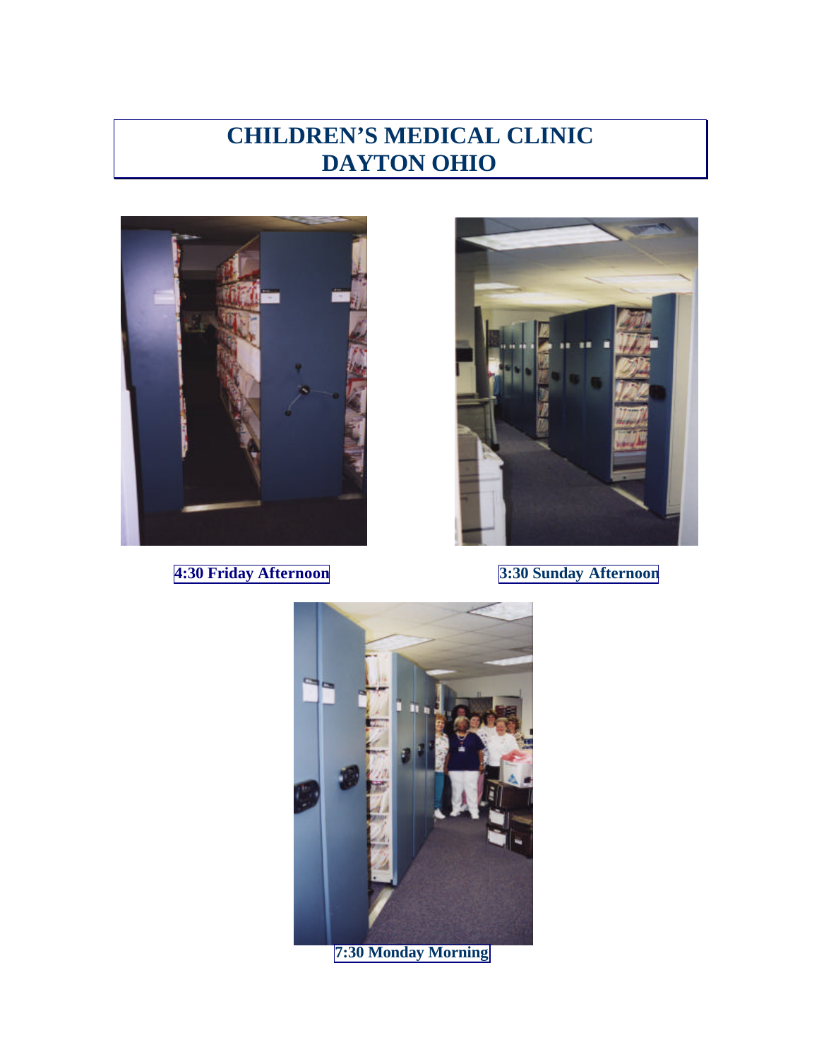# CHILDREN'S MEDICAL CLINIC
# DAYTON OHIO

**4:30 Friday Afternoon**

**3:30 Sunday Afternoon**

**7:30 Monday Morning**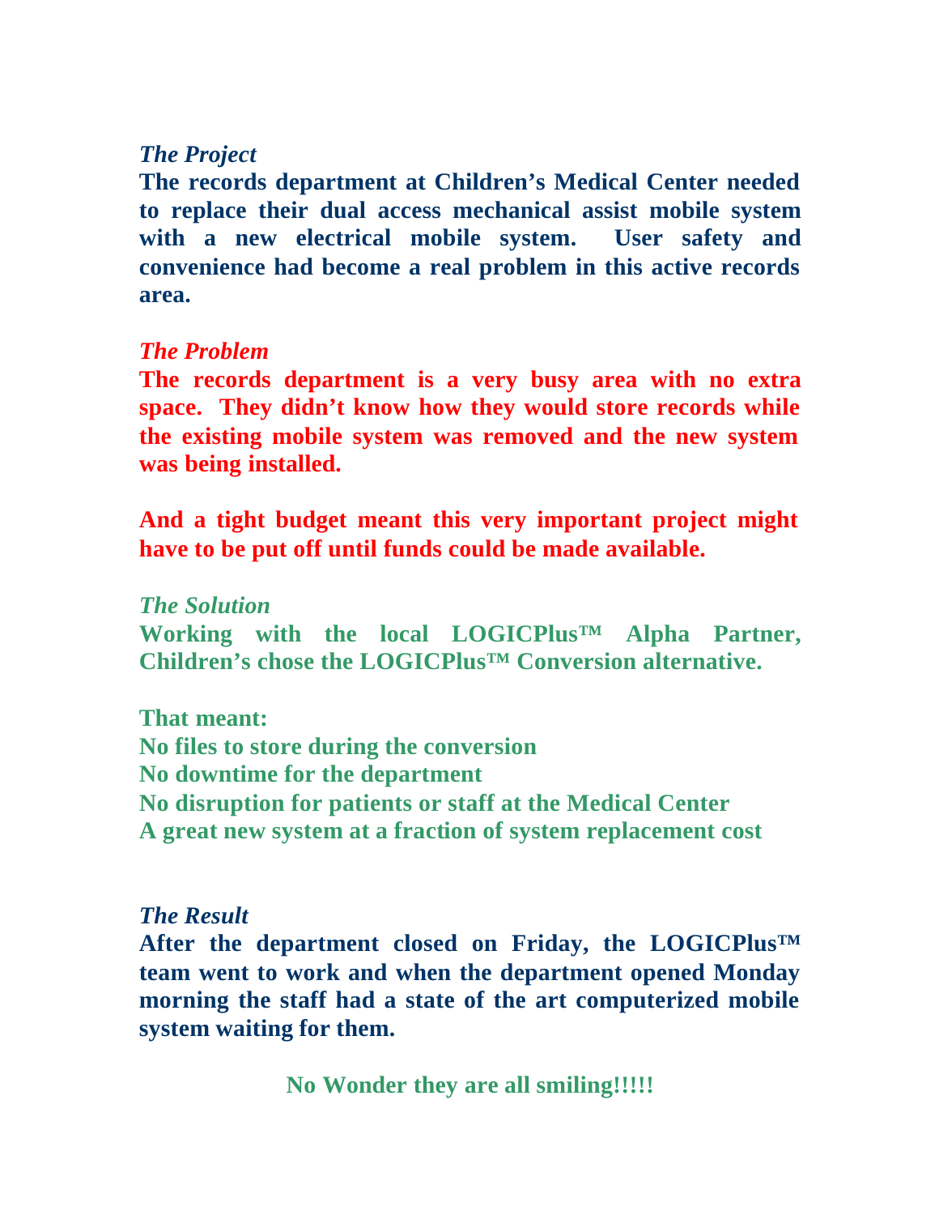### *The Project*

**The records department at Children's Medical Center needed to replace their dual access mechanical assist mobile system with a new electrical mobile system. User safety and convenience had become a real problem in this active records area.**

### *The Problem*

**The records department is a very busy area with no extra space. They didn't know how they would store records while the existing mobile system was removed and the new system was being installed.**

**And a tight budget meant this very important project might have to be put off until funds could be made available.**

### *The Solution*

**Working with the local LOGICPlus™ Alpha Partner, Children's chose the LOGICPlus™ Conversion alternative.**

**That meant:**

**No files to store during the conversion**
**No downtime for the department**
**No disruption for patients or staff at the Medical Center**
**A great new system at a fraction of system replacement cost**

### *The Result*

**After the department closed on Friday, the LOGICPlus™ team went to work and when the department opened Monday morning the staff had a state of the art computerized mobile system waiting for them.**

**No Wonder they are all smiling!!!!!**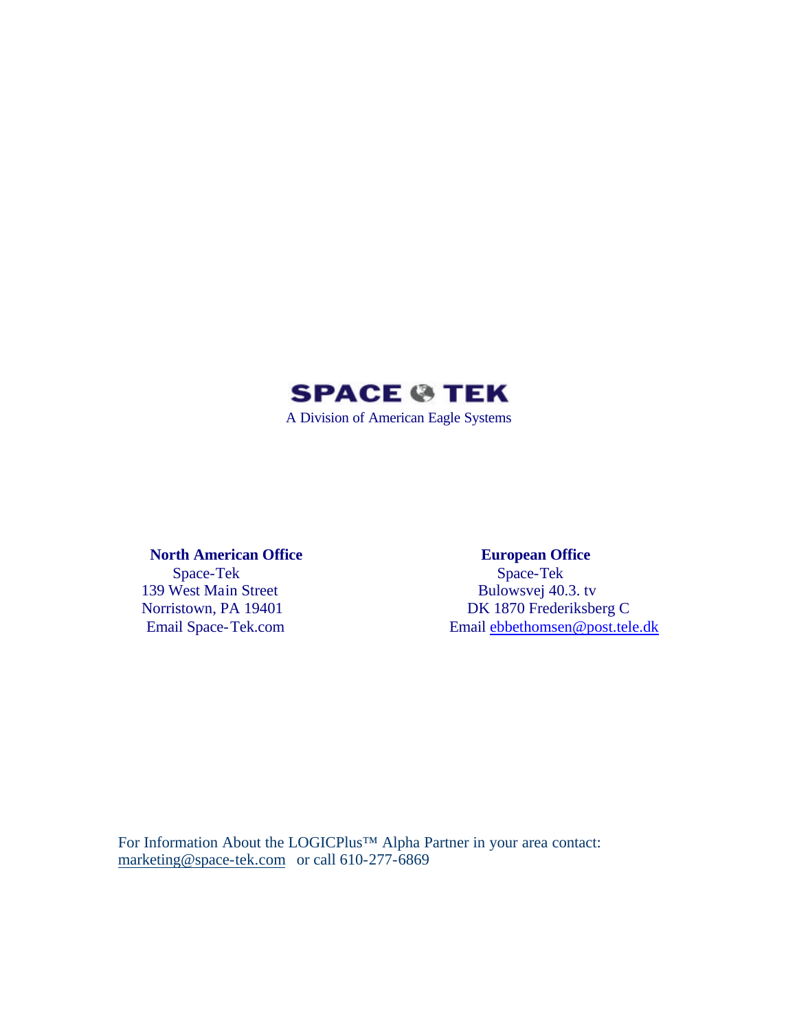**SPACE TEK**

A Division of American Eagle Systems

**North American Office**

Space-Tek
139 West Main Street
Norristown, PA 19401
Email Space-Tek.com

**European Office**

Space-Tek
Bulowsvej 40.3. tv
DK 1870 Frederiksberg C
Email ebbethomsen@post.tele.dk

For Information About the LOGICPlus™ Alpha Partner in your area contact:
marketing@space-tek.com or call 610-277-6869